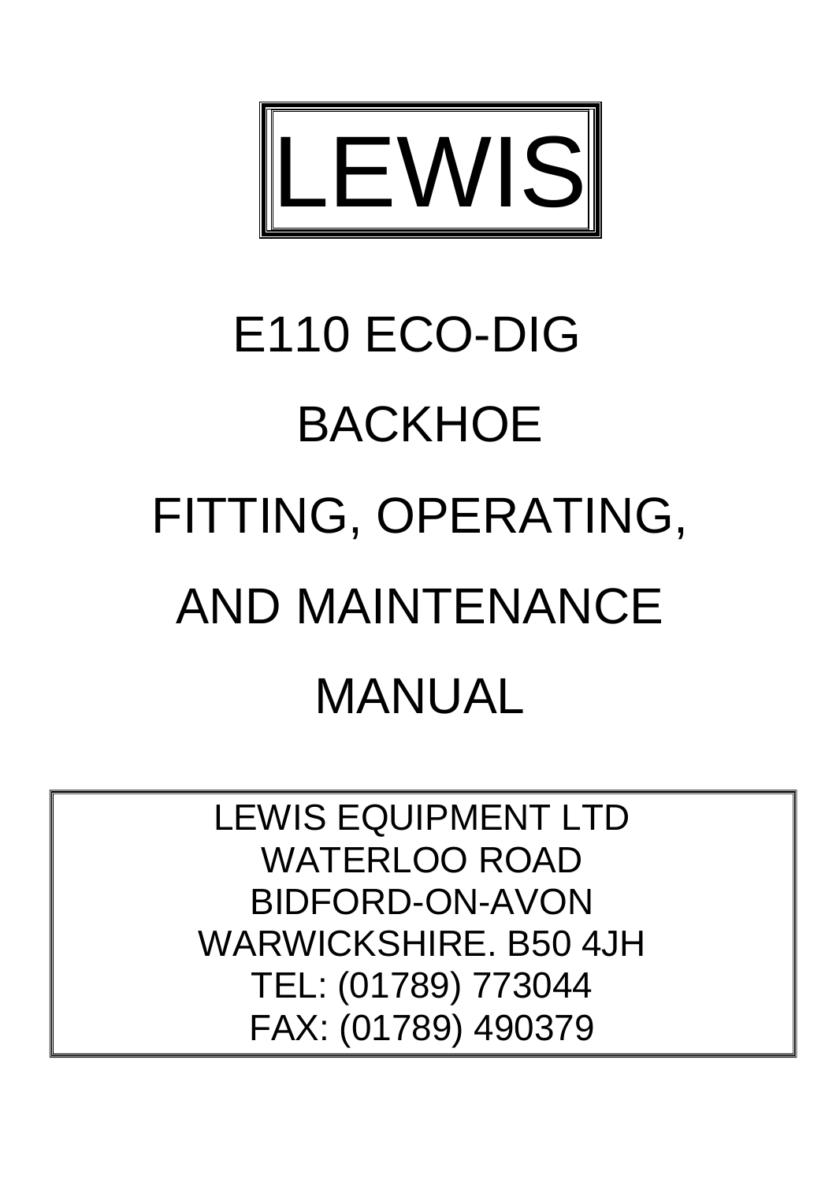# LEWIS

# E110 ECO-DIG BACKHOE FITTING, OPERATING, AND MAINTENANCE MANUAL

LEWIS EQUIPMENT LTD
WATERLOO ROAD
BIDFORD-ON-AVON
WARWICKSHIRE. B50 4JH
TEL: (01789) 773044
FAX: (01789) 490379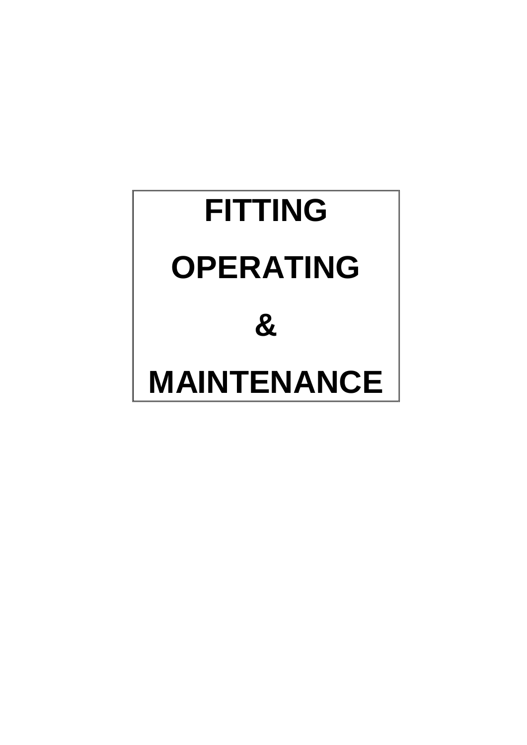# FITTING

# OPERATING

# &

# MAINTENANCE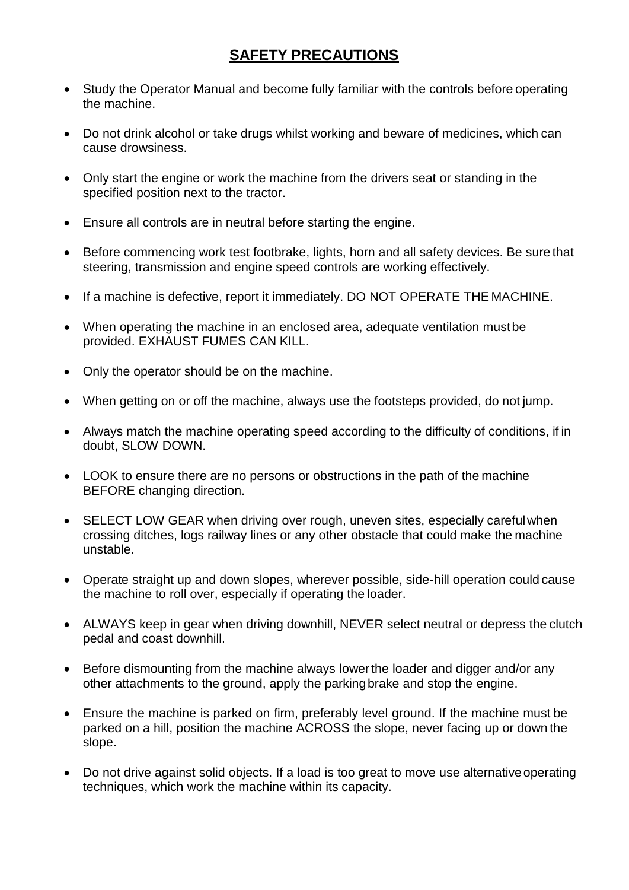## SAFETY PRECAUTIONS

- Study the Operator Manual and become fully familiar with the controls before operating the machine.
- Do not drink alcohol or take drugs whilst working and beware of medicines, which can cause drowsiness.
- Only start the engine or work the machine from the drivers seat or standing in the specified position next to the tractor.
- Ensure all controls are in neutral before starting the engine.
- Before commencing work test footbrake, lights, horn and all safety devices. Be sure that steering, transmission and engine speed controls are working effectively.
- If a machine is defective, report it immediately. DO NOT OPERATE THE MACHINE.
- When operating the machine in an enclosed area, adequate ventilation must be provided. EXHAUST FUMES CAN KILL.
- Only the operator should be on the machine.
- When getting on or off the machine, always use the footsteps provided, do not jump.
- Always match the machine operating speed according to the difficulty of conditions, if in doubt, SLOW DOWN.
- LOOK to ensure there are no persons or obstructions in the path of the machine BEFORE changing direction.
- SELECT LOW GEAR when driving over rough, uneven sites, especially careful when crossing ditches, logs railway lines or any other obstacle that could make the machine unstable.
- Operate straight up and down slopes, wherever possible, side-hill operation could cause the machine to roll over, especially if operating the loader.
- ALWAYS keep in gear when driving downhill, NEVER select neutral or depress the clutch pedal and coast downhill.
- Before dismounting from the machine always lower the loader and digger and/or any other attachments to the ground, apply the parking brake and stop the engine.
- Ensure the machine is parked on firm, preferably level ground. If the machine must be parked on a hill, position the machine ACROSS the slope, never facing up or down the slope.
- Do not drive against solid objects. If a load is too great to move use alternative operating techniques, which work the machine within its capacity.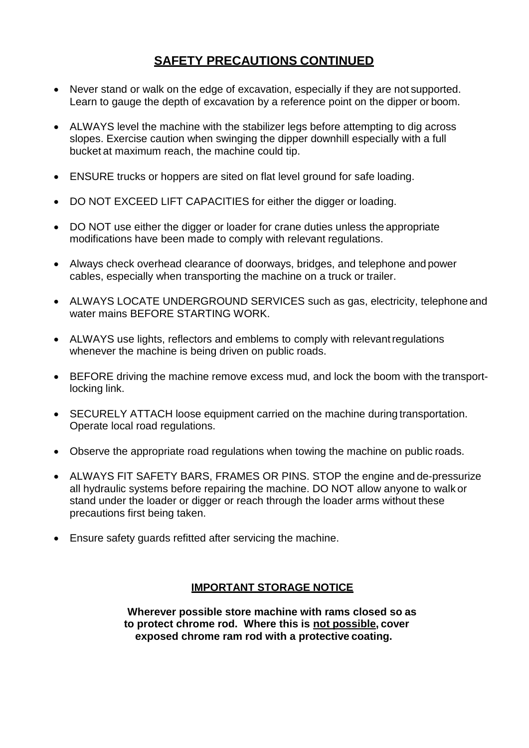## SAFETY PRECAUTIONS CONTINUED

- Never stand or walk on the edge of excavation, especially if they are not supported. Learn to gauge the depth of excavation by a reference point on the dipper or boom.
- ALWAYS level the machine with the stabilizer legs before attempting to dig across slopes. Exercise caution when swinging the dipper downhill especially with a full bucket at maximum reach, the machine could tip.
- ENSURE trucks or hoppers are sited on flat level ground for safe loading.
- DO NOT EXCEED LIFT CAPACITIES for either the digger or loading.
- DO NOT use either the digger or loader for crane duties unless the appropriate modifications have been made to comply with relevant regulations.
- Always check overhead clearance of doorways, bridges, and telephone and power cables, especially when transporting the machine on a truck or trailer.
- ALWAYS LOCATE UNDERGROUND SERVICES such as gas, electricity, telephone and water mains BEFORE STARTING WORK.
- ALWAYS use lights, reflectors and emblems to comply with relevant regulations whenever the machine is being driven on public roads.
- BEFORE driving the machine remove excess mud, and lock the boom with the transport-locking link.
- SECURELY ATTACH loose equipment carried on the machine during transportation. Operate local road regulations.
- Observe the appropriate road regulations when towing the machine on public roads.
- ALWAYS FIT SAFETY BARS, FRAMES OR PINS. STOP the engine and de-pressurize all hydraulic systems before repairing the machine. DO NOT allow anyone to walk or stand under the loader or digger or reach through the loader arms without these precautions first being taken.
- Ensure safety guards refitted after servicing the machine.

### IMPORTANT STORAGE NOTICE

**Wherever possible store machine with rams closed so as to protect chrome rod. Where this is <u>not possible</u>, cover exposed chrome ram rod with a protective coating.**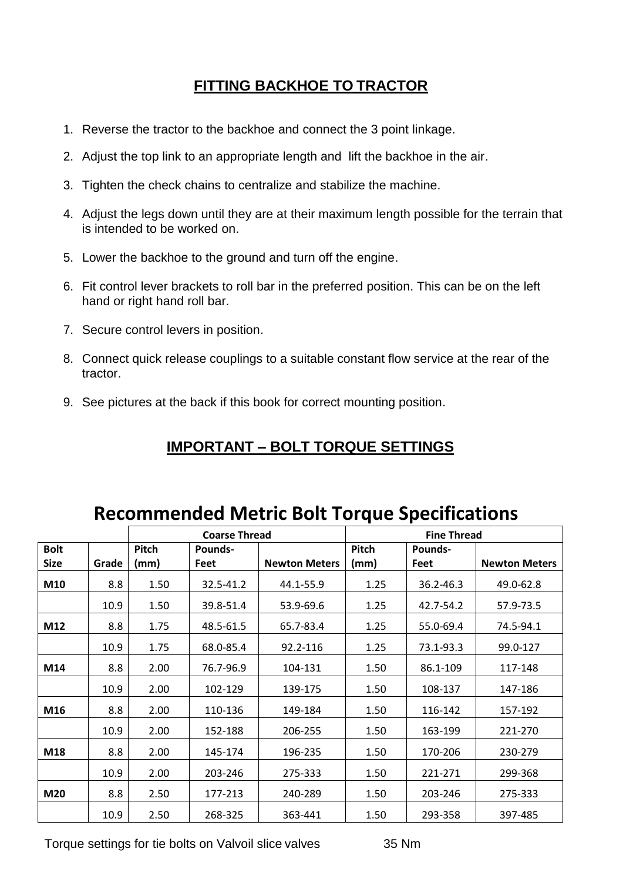## FITTING BACKHOE TO TRACTOR

1. Reverse the tractor to the backhoe and connect the 3 point linkage.
2. Adjust the top link to an appropriate length and lift the backhoe in the air.
3. Tighten the check chains to centralize and stabilize the machine.
4. Adjust the legs down until they are at their maximum length possible for the terrain that is intended to be worked on.
5. Lower the backhoe to the ground and turn off the engine.
6. Fit control lever brackets to roll bar in the preferred position. This can be on the left hand or right hand roll bar.
7. Secure control levers in position.
8. Connect quick release couplings to a suitable constant flow service at the rear of the tractor.
9. See pictures at the back if this book for correct mounting position.

## IMPORTANT – BOLT TORQUE SETTINGS

# Recommended Metric Bolt Torque Specifications

| | | Coarse Thread | | | Fine Thread | | |
|---|---|---|---|---|---|---|---|
| **Bolt Size** | **Grade** | **Pitch (mm)** | **Pounds-Feet** | **Newton Meters** | **Pitch (mm)** | **Pounds-Feet** | **Newton Meters** |
| **M10** | 8.8 | 1.50 | 32.5-41.2 | 44.1-55.9 | 1.25 | 36.2-46.3 | 49.0-62.8 |
| | 10.9 | 1.50 | 39.8-51.4 | 53.9-69.6 | 1.25 | 42.7-54.2 | 57.9-73.5 |
| **M12** | 8.8 | 1.75 | 48.5-61.5 | 65.7-83.4 | 1.25 | 55.0-69.4 | 74.5-94.1 |
| | 10.9 | 1.75 | 68.0-85.4 | 92.2-116 | 1.25 | 73.1-93.3 | 99.0-127 |
| **M14** | 8.8 | 2.00 | 76.7-96.9 | 104-131 | 1.50 | 86.1-109 | 117-148 |
| | 10.9 | 2.00 | 102-129 | 139-175 | 1.50 | 108-137 | 147-186 |
| **M16** | 8.8 | 2.00 | 110-136 | 149-184 | 1.50 | 116-142 | 157-192 |
| | 10.9 | 2.00 | 152-188 | 206-255 | 1.50 | 163-199 | 221-270 |
| **M18** | 8.8 | 2.00 | 145-174 | 196-235 | 1.50 | 170-206 | 230-279 |
| | 10.9 | 2.00 | 203-246 | 275-333 | 1.50 | 221-271 | 299-368 |
| **M20** | 8.8 | 2.50 | 177-213 | 240-289 | 1.50 | 203-246 | 275-333 |
| | 10.9 | 2.50 | 268-325 | 363-441 | 1.50 | 293-358 | 397-485 |

Torque settings for tie bolts on Valvoil slice valves 35 Nm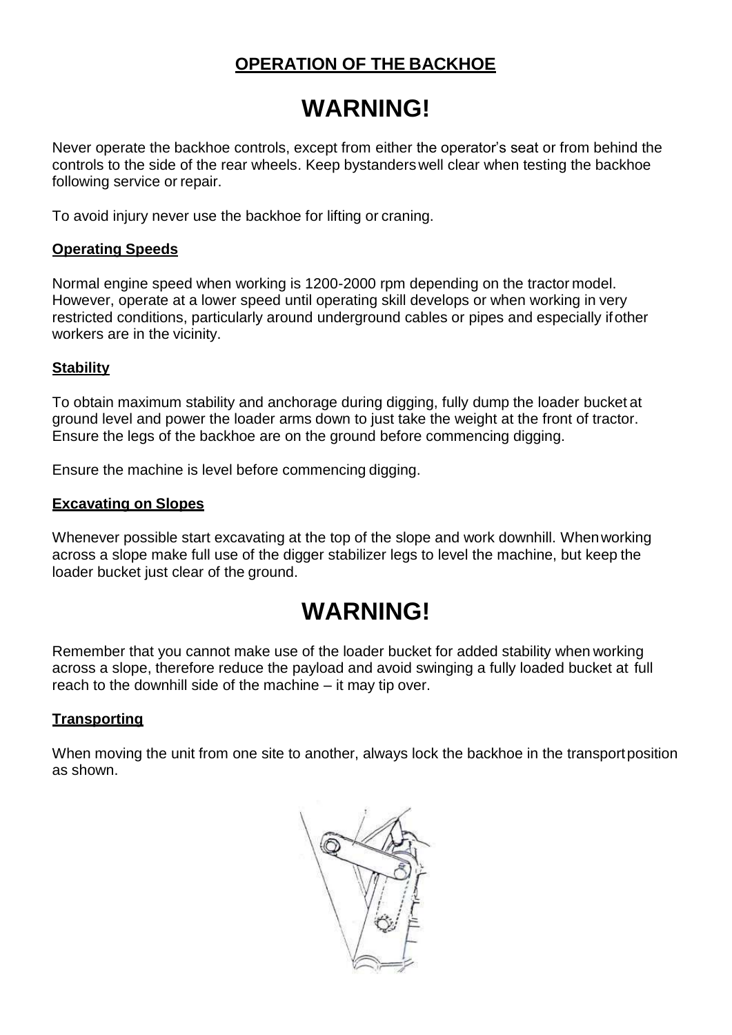**OPERATION OF THE BACKHOE**

# WARNING!

Never operate the backhoe controls, except from either the operator's seat or from behind the controls to the side of the rear wheels. Keep bystanders well clear when testing the backhoe following service or repair.

To avoid injury never use the backhoe for lifting or craning.

**Operating Speeds**

Normal engine speed when working is 1200-2000 rpm depending on the tractor model. However, operate at a lower speed until operating skill develops or when working in very restricted conditions, particularly around underground cables or pipes and especially if other workers are in the vicinity.

**Stability**

To obtain maximum stability and anchorage during digging, fully dump the loader bucket at ground level and power the loader arms down to just take the weight at the front of tractor. Ensure the legs of the backhoe are on the ground before commencing digging.

Ensure the machine is level before commencing digging.

**Excavating on Slopes**

Whenever possible start excavating at the top of the slope and work downhill. When working across a slope make full use of the digger stabilizer legs to level the machine, but keep the loader bucket just clear of the ground.

# WARNING!

Remember that you cannot make use of the loader bucket for added stability when working across a slope, therefore reduce the payload and avoid swinging a fully loaded bucket at full reach to the downhill side of the machine – it may tip over.

**Transporting**

When moving the unit from one site to another, always lock the backhoe in the transport position as shown.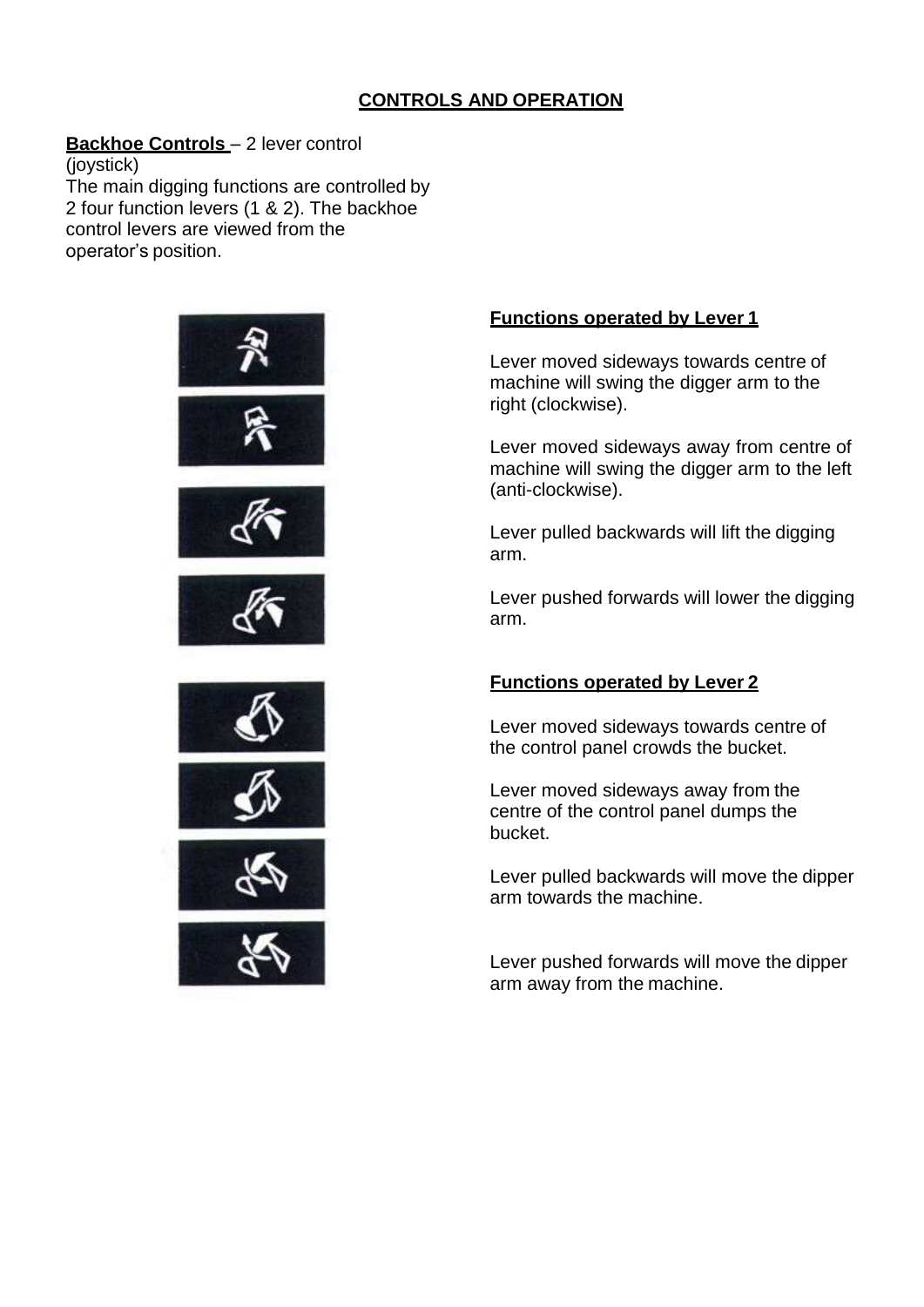## CONTROLS AND OPERATION

**Backhoe Controls** – 2 lever control (joystick)

The main digging functions are controlled by 2 four function levers (1 & 2). The backhoe control levers are viewed from the operator's position.

### Functions operated by Lever 1

Lever moved sideways towards centre of machine will swing the digger arm to the right (clockwise).

Lever moved sideways away from centre of machine will swing the digger arm to the left (anti-clockwise).

Lever pulled backwards will lift the digging arm.

Lever pushed forwards will lower the digging arm.

### Functions operated by Lever 2

Lever moved sideways towards centre of the control panel crowds the bucket.

Lever moved sideways away from the centre of the control panel dumps the bucket.

Lever pulled backwards will move the dipper arm towards the machine.

Lever pushed forwards will move the dipper arm away from the machine.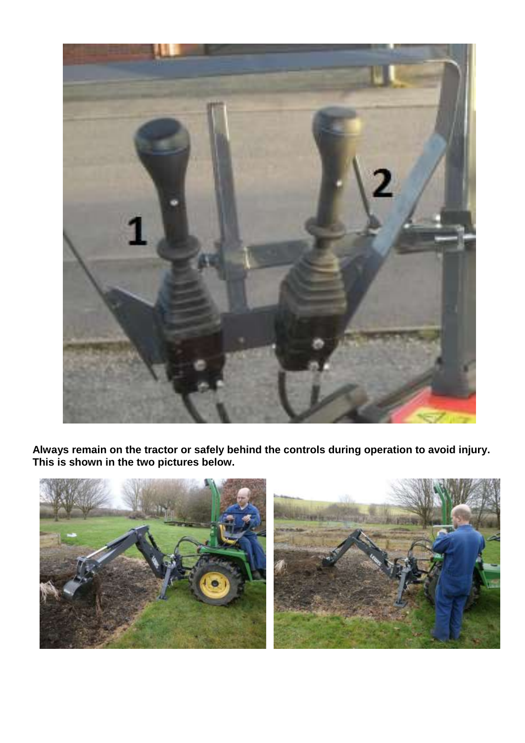**Always remain on the tractor or safely behind the controls during operation to avoid injury. This is shown in the two pictures below.**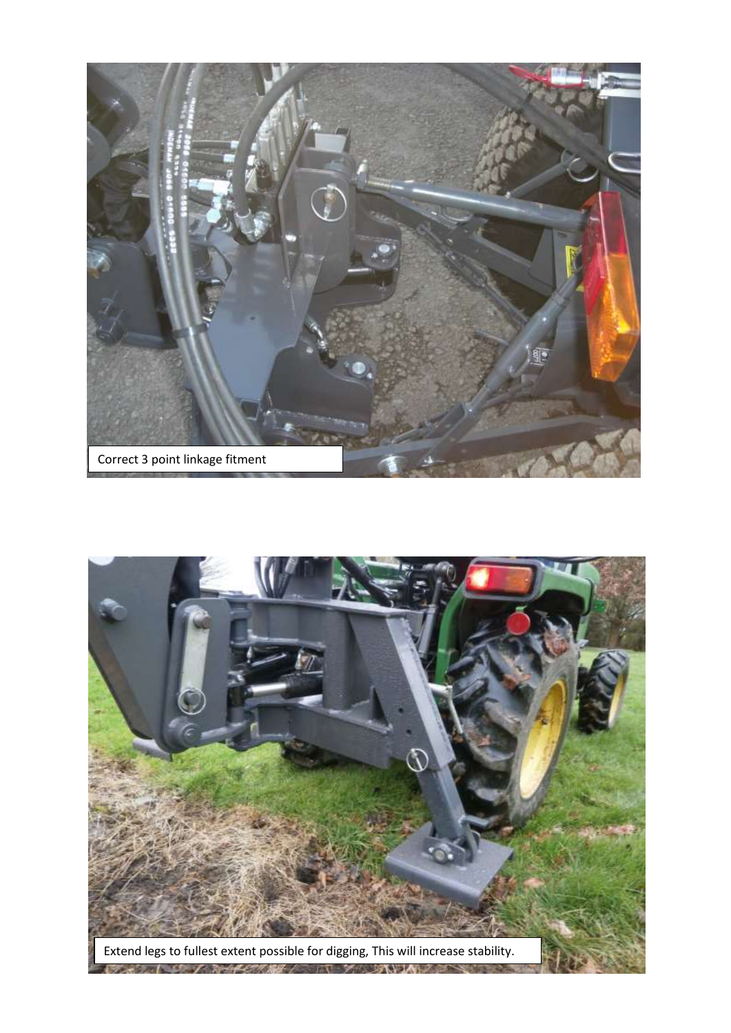Correct 3 point linkage fitment

Extend legs to fullest extent possible for digging, This will increase stability.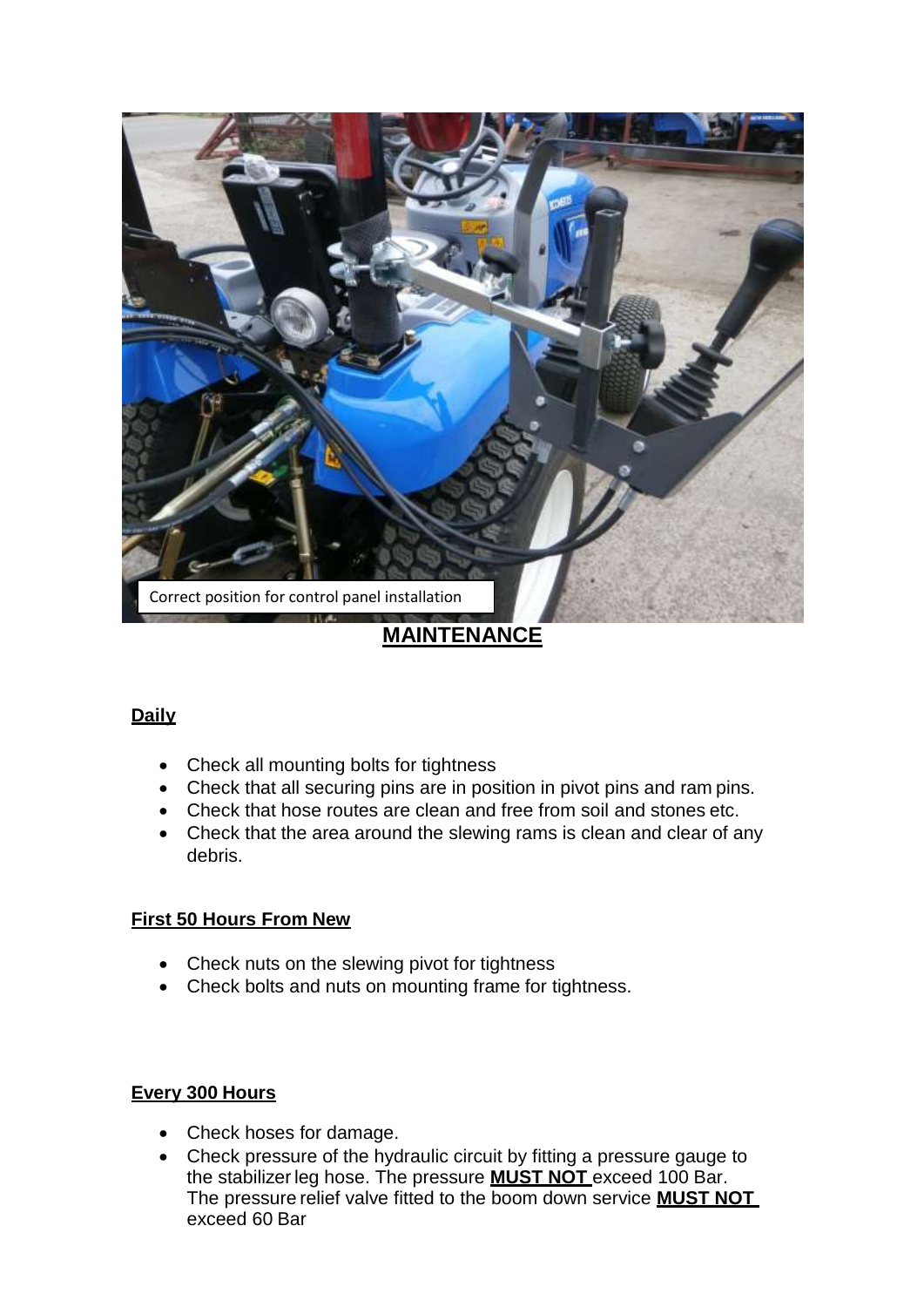Correct position for control panel installation

# MAINTENANCE

## Daily

- Check all mounting bolts for tightness
- Check that all securing pins are in position in pivot pins and ram pins.
- Check that hose routes are clean and free from soil and stones etc.
- Check that the area around the slewing rams is clean and clear of any debris.

## First 50 Hours From New

- Check nuts on the slewing pivot for tightness
- Check bolts and nuts on mounting frame for tightness.

## Every 300 Hours

- Check hoses for damage.
- Check pressure of the hydraulic circuit by fitting a pressure gauge to the stabilizer leg hose. The pressure **MUST NOT** exceed 100 Bar. The pressure relief valve fitted to the boom down service **MUST NOT** exceed 60 Bar